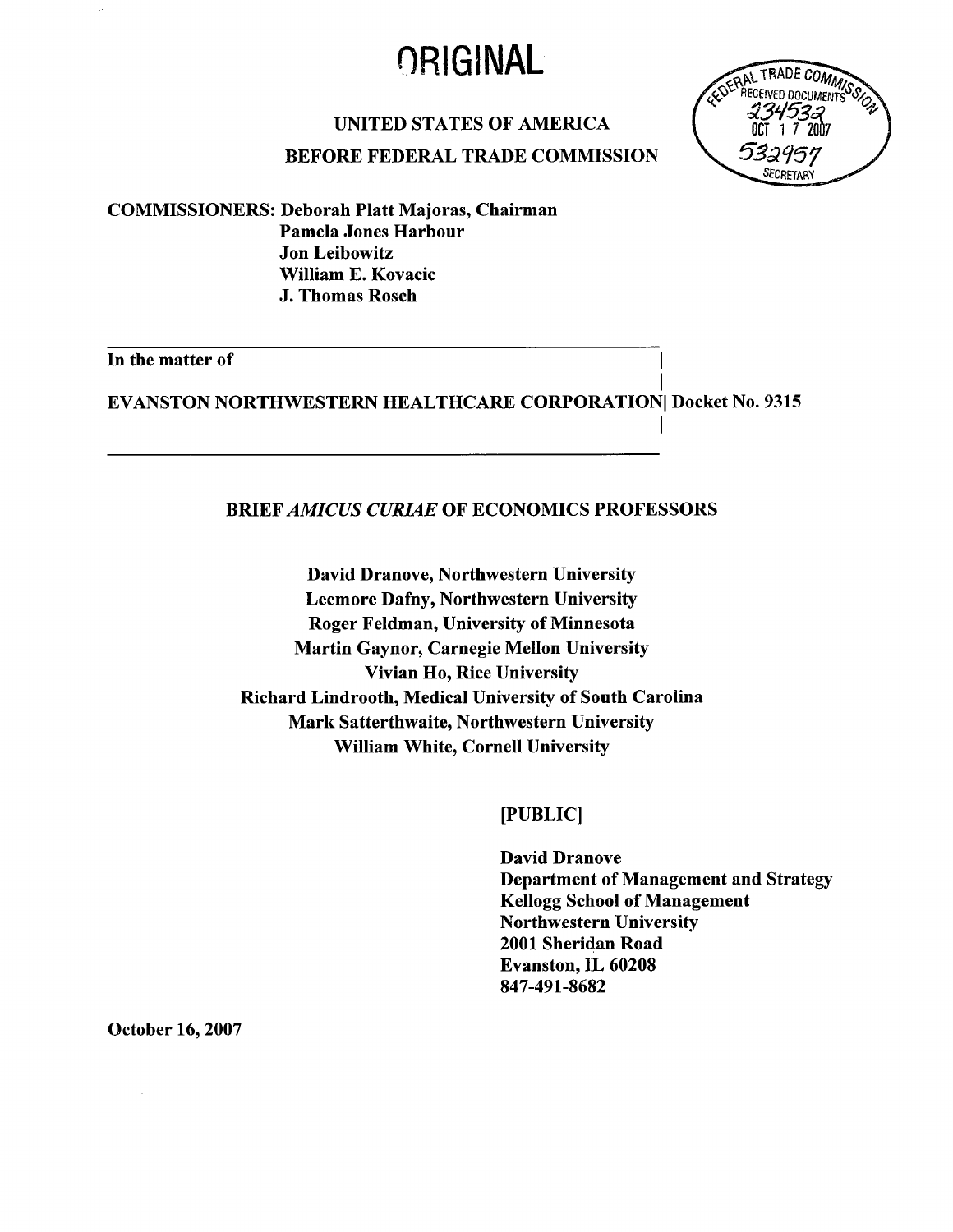# ORIGINAL

FEDERAL TRADE COMMISSION RECEIVED DOCUMENTS 234532 OCT 17 2007 532957 SECRETARY

**UNITED STATES OF AMERICA**

**BEFORE FEDERAL TRADE COMMISSION**

**COMMISSIONERS: Deborah Platt Majoras, Chairman**
**Pamela Jones Harbour**
**Jon Leibowitz**
**William E. Kovacic**
**J. Thomas Rosch**

---

**In the matter of**

**EVANSTON NORTHWESTERN HEALTHCARE CORPORATION | Docket No. 9315**

---

**BRIEF *AMICUS CURIAE* OF ECONOMICS PROFESSORS**

**David Dranove, Northwestern University**
**Leemore Dafny, Northwestern University**
**Roger Feldman, University of Minnesota**
**Martin Gaynor, Carnegie Mellon University**
**Vivian Ho, Rice University**
**Richard Lindrooth, Medical University of South Carolina**
**Mark Satterthwaite, Northwestern University**
**William White, Cornell University**

**[PUBLIC]**

**David Dranove**
**Department of Management and Strategy**
**Kellogg School of Management**
**Northwestern University**
**2001 Sheridan Road**
**Evanston, IL 60208**
**847-491-8682**

**October 16, 2007**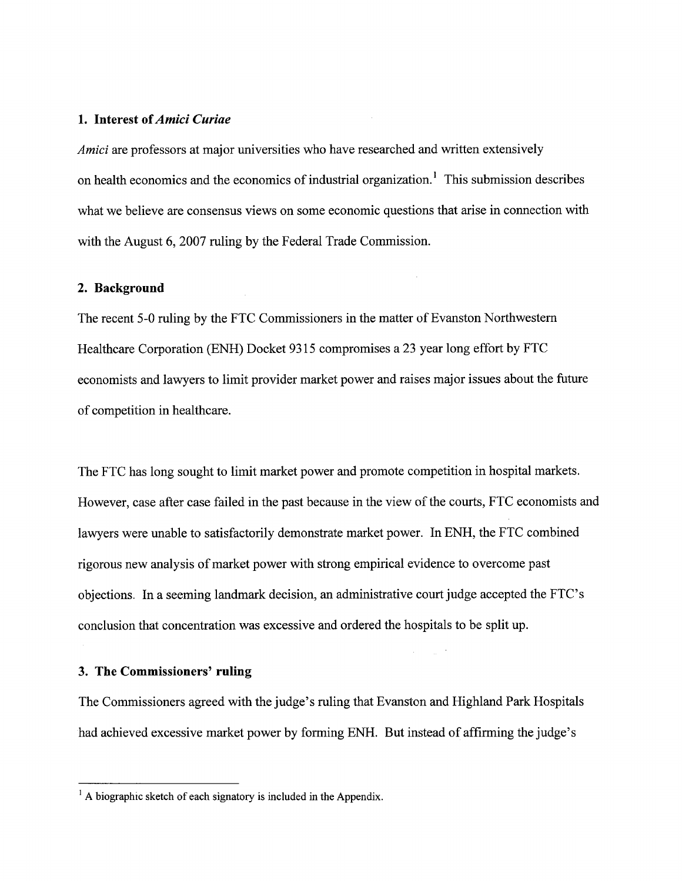## 1. Interest of *Amici Curiae*

*Amici* are professors at major universities who have researched and written extensively on health economics and the economics of industrial organization.[1] This submission describes what we believe are consensus views on some economic questions that arise in connection with with the August 6, 2007 ruling by the Federal Trade Commission.

## 2. Background

The recent 5-0 ruling by the FTC Commissioners in the matter of Evanston Northwestern Healthcare Corporation (ENH) Docket 9315 compromises a 23 year long effort by FTC economists and lawyers to limit provider market power and raises major issues about the future of competition in healthcare.

The FTC has long sought to limit market power and promote competition in hospital markets. However, case after case failed in the past because in the view of the courts, FTC economists and lawyers were unable to satisfactorily demonstrate market power. In ENH, the FTC combined rigorous new analysis of market power with strong empirical evidence to overcome past objections. In a seeming landmark decision, an administrative court judge accepted the FTC's conclusion that concentration was excessive and ordered the hospitals to be split up.

## 3. The Commissioners' ruling

The Commissioners agreed with the judge's ruling that Evanston and Highland Park Hospitals had achieved excessive market power by forming ENH. But instead of affirming the judge's

[1] A biographic sketch of each signatory is included in the Appendix.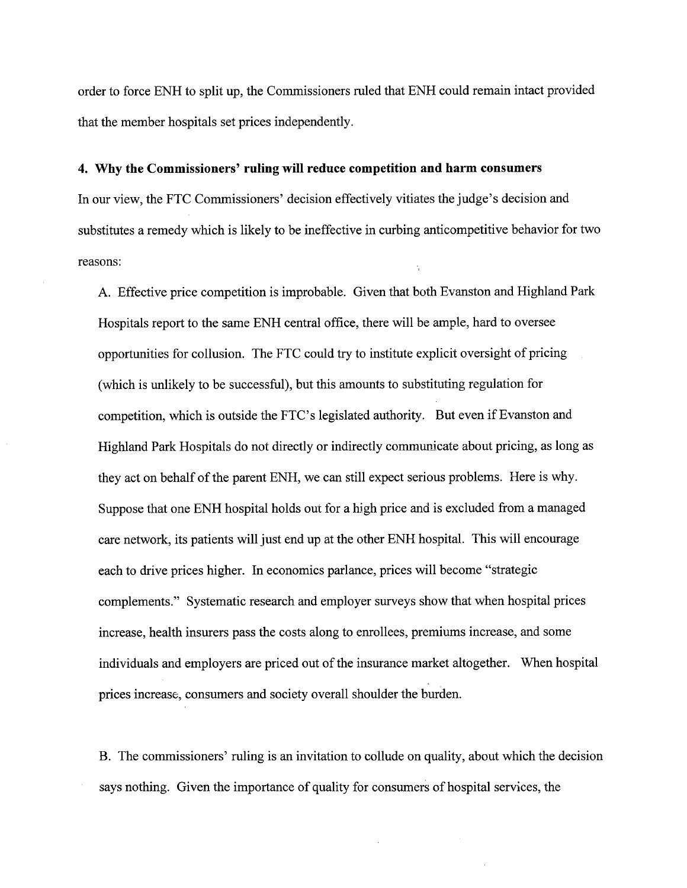order to force ENH to split up, the Commissioners ruled that ENH could remain intact provided that the member hospitals set prices independently.

### 4. Why the Commissioners' ruling will reduce competition and harm consumers

In our view, the FTC Commissioners' decision effectively vitiates the judge's decision and substitutes a remedy which is likely to be ineffective in curbing anticompetitive behavior for two reasons:

A. Effective price competition is improbable. Given that both Evanston and Highland Park Hospitals report to the same ENH central office, there will be ample, hard to oversee opportunities for collusion. The FTC could try to institute explicit oversight of pricing (which is unlikely to be successful), but this amounts to substituting regulation for competition, which is outside the FTC's legislated authority. But even if Evanston and Highland Park Hospitals do not directly or indirectly communicate about pricing, as long as they act on behalf of the parent ENH, we can still expect serious problems. Here is why. Suppose that one ENH hospital holds out for a high price and is excluded from a managed care network, its patients will just end up at the other ENH hospital. This will encourage each to drive prices higher. In economics parlance, prices will become "strategic complements." Systematic research and employer surveys show that when hospital prices increase, health insurers pass the costs along to enrollees, premiums increase, and some individuals and employers are priced out of the insurance market altogether. When hospital prices increase, consumers and society overall shoulder the burden.

B. The commissioners' ruling is an invitation to collude on quality, about which the decision says nothing. Given the importance of quality for consumers of hospital services, the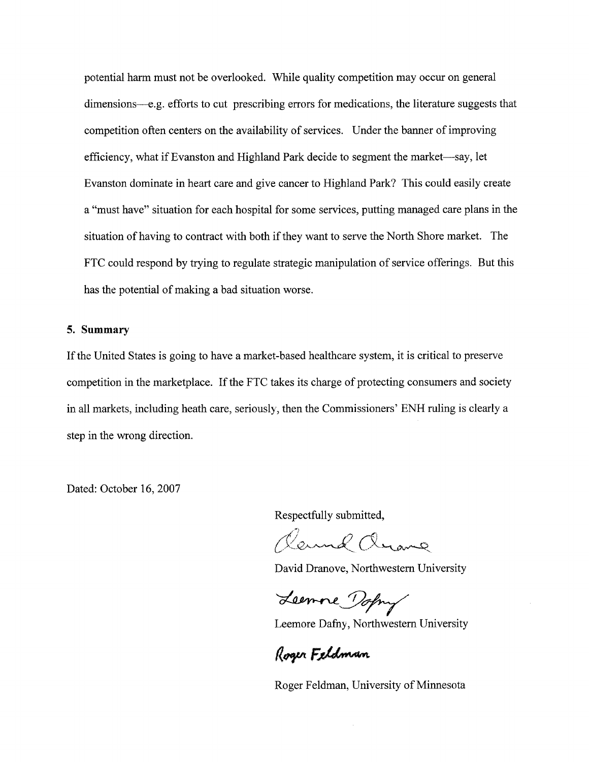potential harm must not be overlooked. While quality competition may occur on general dimensions—e.g. efforts to cut prescribing errors for medications, the literature suggests that competition often centers on the availability of services. Under the banner of improving efficiency, what if Evanston and Highland Park decide to segment the market—say, let Evanston dominate in heart care and give cancer to Highland Park? This could easily create a "must have" situation for each hospital for some services, putting managed care plans in the situation of having to contract with both if they want to serve the North Shore market. The FTC could respond by trying to regulate strategic manipulation of service offerings. But this has the potential of making a bad situation worse.

### 5. Summary

If the United States is going to have a market-based healthcare system, it is critical to preserve competition in the marketplace. If the FTC takes its charge of protecting consumers and society in all markets, including heath care, seriously, then the Commissioners' ENH ruling is clearly a step in the wrong direction.

Dated: October 16, 2007

Respectfully submitted,

David Dranove, Northwestern University

Leemore Dafny, Northwestern University

Roger Feldman, University of Minnesota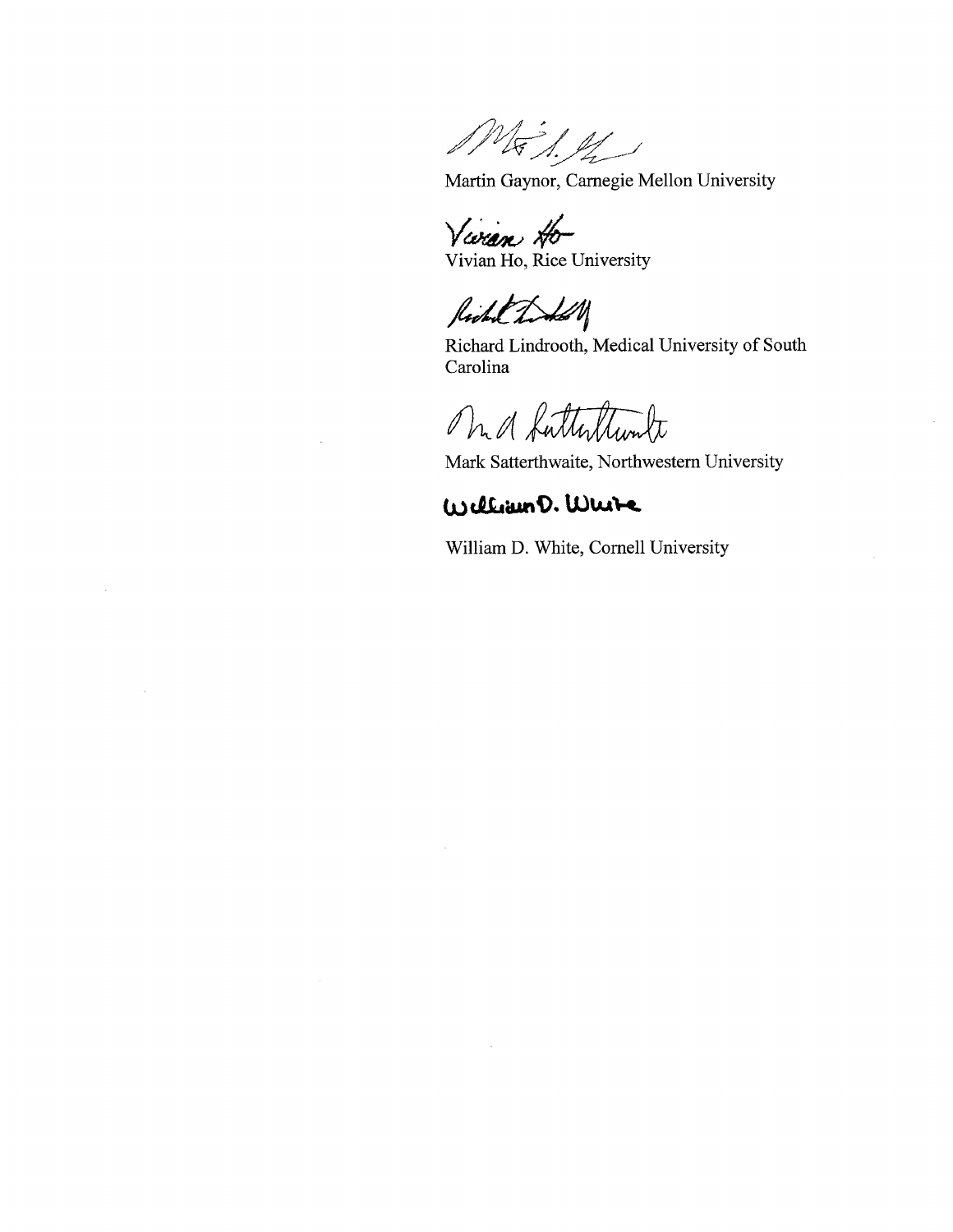Martin Gaynor, Carnegie Mellon University

Vivian Ho, Rice University

Richard Lindrooth, Medical University of South Carolina

Mark Satterthwaite, Northwestern University

William D. White, Cornell University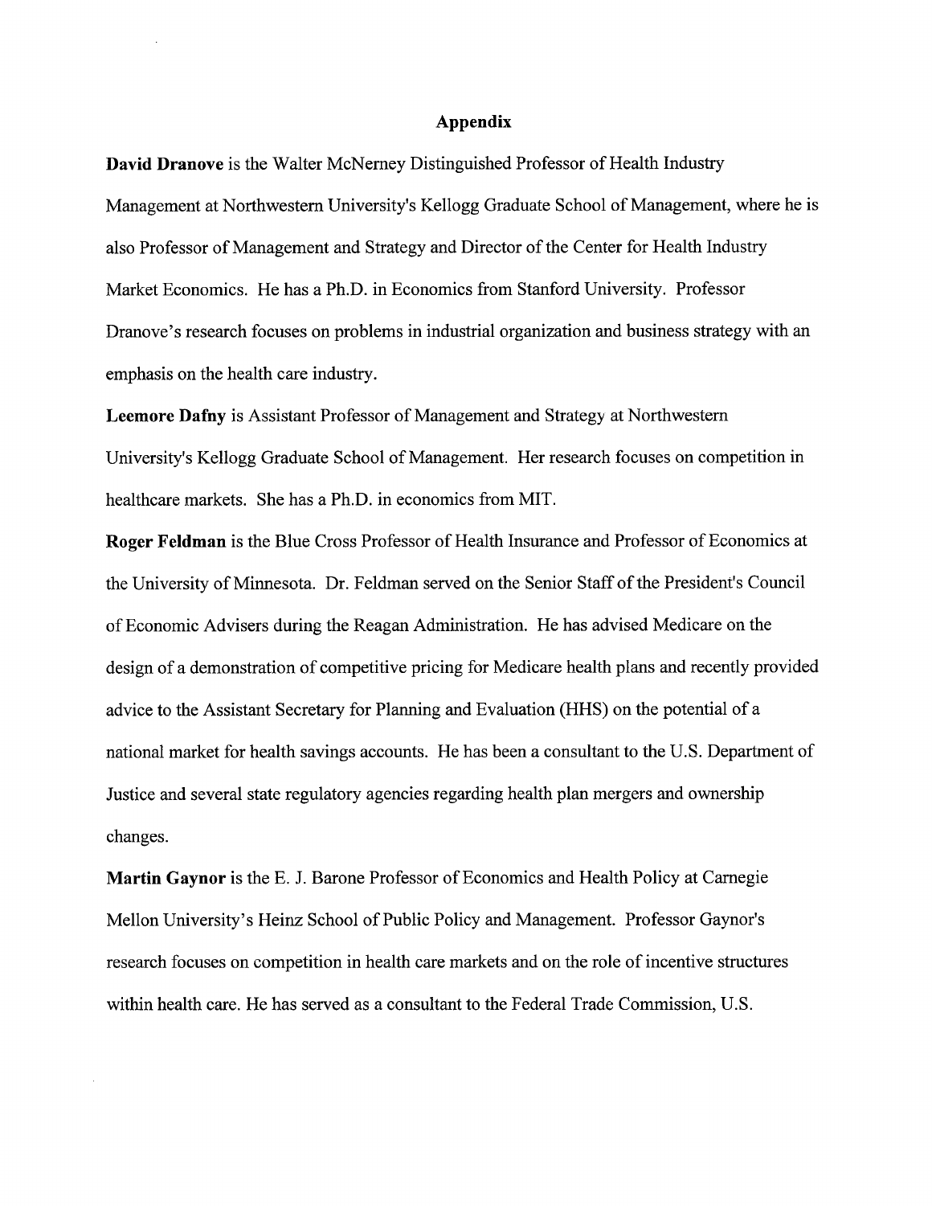## Appendix

**David Dranove** is the Walter McNerney Distinguished Professor of Health Industry Management at Northwestern University's Kellogg Graduate School of Management, where he is also Professor of Management and Strategy and Director of the Center for Health Industry Market Economics. He has a Ph.D. in Economics from Stanford University. Professor Dranove's research focuses on problems in industrial organization and business strategy with an emphasis on the health care industry.

**Leemore Dafny** is Assistant Professor of Management and Strategy at Northwestern University's Kellogg Graduate School of Management. Her research focuses on competition in healthcare markets. She has a Ph.D. in economics from MIT.

**Roger Feldman** is the Blue Cross Professor of Health Insurance and Professor of Economics at the University of Minnesota. Dr. Feldman served on the Senior Staff of the President's Council of Economic Advisers during the Reagan Administration. He has advised Medicare on the design of a demonstration of competitive pricing for Medicare health plans and recently provided advice to the Assistant Secretary for Planning and Evaluation (HHS) on the potential of a national market for health savings accounts. He has been a consultant to the U.S. Department of Justice and several state regulatory agencies regarding health plan mergers and ownership changes.

**Martin Gaynor** is the E. J. Barone Professor of Economics and Health Policy at Carnegie Mellon University's Heinz School of Public Policy and Management. Professor Gaynor's research focuses on competition in health care markets and on the role of incentive structures within health care. He has served as a consultant to the Federal Trade Commission, U.S.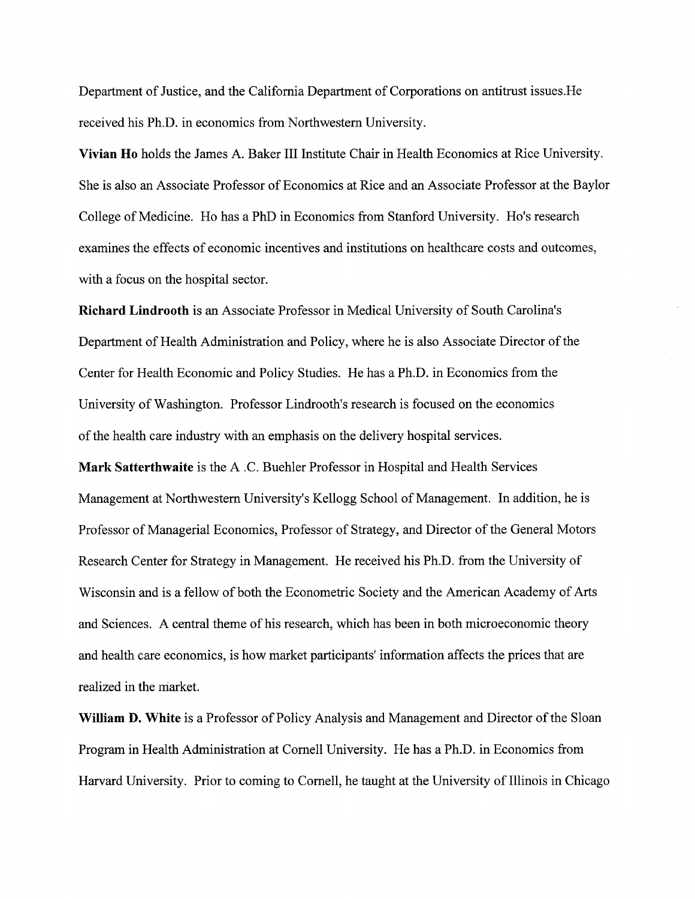Department of Justice, and the California Department of Corporations on antitrust issues.He received his Ph.D. in economics from Northwestern University.

**Vivian Ho** holds the James A. Baker III Institute Chair in Health Economics at Rice University. She is also an Associate Professor of Economics at Rice and an Associate Professor at the Baylor College of Medicine. Ho has a PhD in Economics from Stanford University. Ho's research examines the effects of economic incentives and institutions on healthcare costs and outcomes, with a focus on the hospital sector.

**Richard Lindrooth** is an Associate Professor in Medical University of South Carolina's Department of Health Administration and Policy, where he is also Associate Director of the Center for Health Economic and Policy Studies. He has a Ph.D. in Economics from the University of Washington. Professor Lindrooth's research is focused on the economics of the health care industry with an emphasis on the delivery hospital services.

**Mark Satterthwaite** is the A .C. Buehler Professor in Hospital and Health Services Management at Northwestern University's Kellogg School of Management. In addition, he is Professor of Managerial Economics, Professor of Strategy, and Director of the General Motors Research Center for Strategy in Management. He received his Ph.D. from the University of Wisconsin and is a fellow of both the Econometric Society and the American Academy of Arts and Sciences. A central theme of his research, which has been in both microeconomic theory and health care economics, is how market participants' information affects the prices that are realized in the market.

**William D. White** is a Professor of Policy Analysis and Management and Director of the Sloan Program in Health Administration at Cornell University. He has a Ph.D. in Economics from Harvard University. Prior to coming to Cornell, he taught at the University of Illinois in Chicago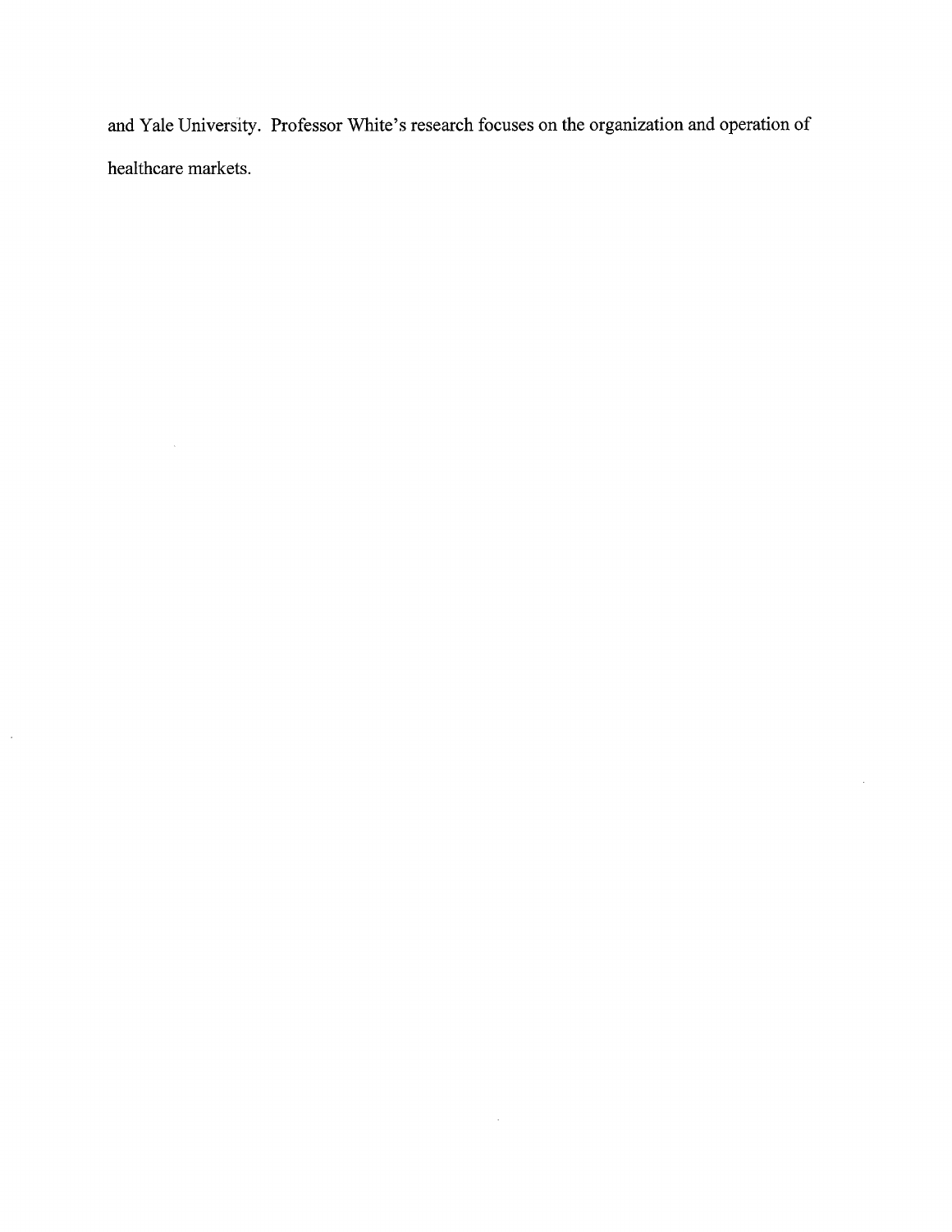and Yale University. Professor White's research focuses on the organization and operation of healthcare markets.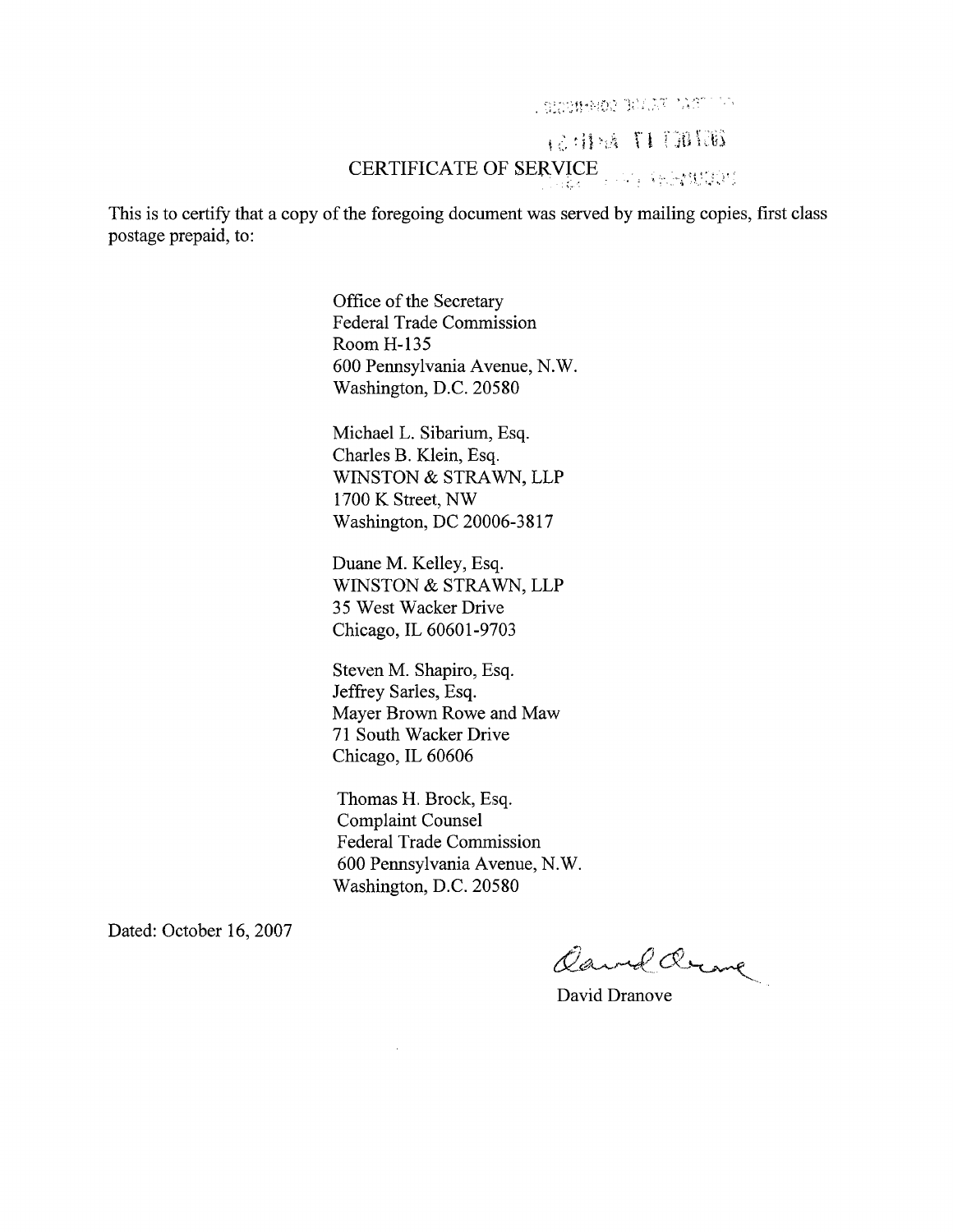# CERTIFICATE OF SERVICE

This is to certify that a copy of the foregoing document was served by mailing copies, first class postage prepaid, to:

Office of the Secretary
Federal Trade Commission
Room H-135
600 Pennsylvania Avenue, N.W.
Washington, D.C. 20580

Michael L. Sibarium, Esq.
Charles B. Klein, Esq.
WINSTON & STRAWN, LLP
1700 K Street, NW
Washington, DC 20006-3817

Duane M. Kelley, Esq.
WINSTON & STRAWN, LLP
35 West Wacker Drive
Chicago, IL 60601-9703

Steven M. Shapiro, Esq.
Jeffrey Sarles, Esq.
Mayer Brown Rowe and Maw
71 South Wacker Drive
Chicago, IL 60606

Thomas H. Brock, Esq.
Complaint Counsel
Federal Trade Commission
600 Pennsylvania Avenue, N.W.
Washington, D.C. 20580

Dated: October 16, 2007

David Dranove